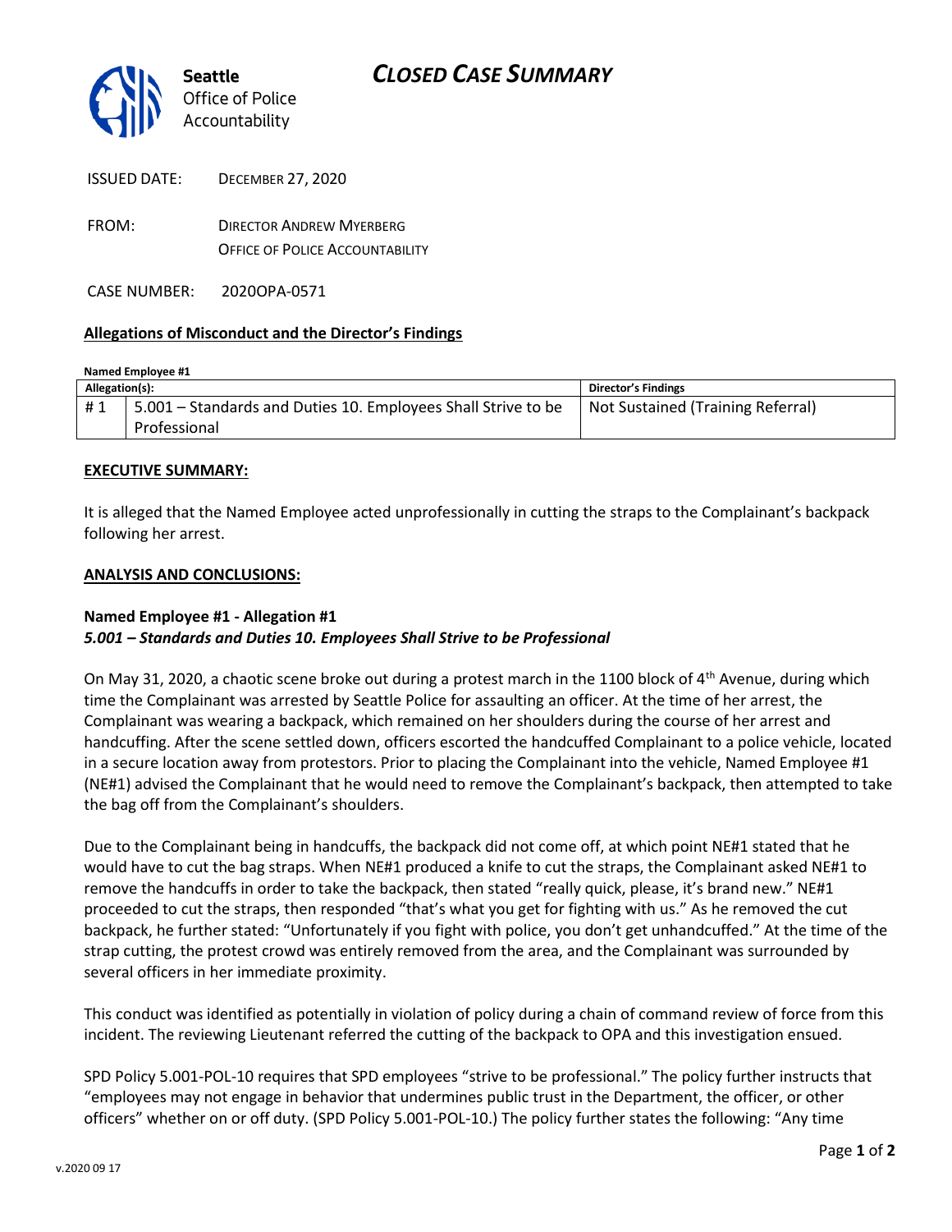**Seattle** Office of Police Accountability

# *CLOSED CASE SUMMARY*

ISSUED DATE: DECEMBER 27, 2020

FROM: DIRECTOR ANDREW MYERBERG
OFFICE OF POLICE ACCOUNTABILITY

CASE NUMBER: 2020OPA-0571

**Allegations of Misconduct and the Director's Findings**

**Named Employee #1**

| Allegation(s): | | Director's Findings |
|---|---|---|
| # 1 | 5.001 – Standards and Duties 10. Employees Shall Strive to be Professional | Not Sustained (Training Referral) |

**EXECUTIVE SUMMARY:**

It is alleged that the Named Employee acted unprofessionally in cutting the straps to the Complainant's backpack following her arrest.

**ANALYSIS AND CONCLUSIONS:**

**Named Employee #1 - Allegation #1**
***5.001 – Standards and Duties 10. Employees Shall Strive to be Professional***

On May 31, 2020, a chaotic scene broke out during a protest march in the 1100 block of 4th Avenue, during which time the Complainant was arrested by Seattle Police for assaulting an officer. At the time of her arrest, the Complainant was wearing a backpack, which remained on her shoulders during the course of her arrest and handcuffing. After the scene settled down, officers escorted the handcuffed Complainant to a police vehicle, located in a secure location away from protestors. Prior to placing the Complainant into the vehicle, Named Employee #1 (NE#1) advised the Complainant that he would need to remove the Complainant's backpack, then attempted to take the bag off from the Complainant's shoulders.

Due to the Complainant being in handcuffs, the backpack did not come off, at which point NE#1 stated that he would have to cut the bag straps. When NE#1 produced a knife to cut the straps, the Complainant asked NE#1 to remove the handcuffs in order to take the backpack, then stated "really quick, please, it's brand new." NE#1 proceeded to cut the straps, then responded "that's what you get for fighting with us." As he removed the cut backpack, he further stated: "Unfortunately if you fight with police, you don't get unhandcuffed." At the time of the strap cutting, the protest crowd was entirely removed from the area, and the Complainant was surrounded by several officers in her immediate proximity.

This conduct was identified as potentially in violation of policy during a chain of command review of force from this incident. The reviewing Lieutenant referred the cutting of the backpack to OPA and this investigation ensued.

SPD Policy 5.001-POL-10 requires that SPD employees "strive to be professional." The policy further instructs that "employees may not engage in behavior that undermines public trust in the Department, the officer, or other officers" whether on or off duty. (SPD Policy 5.001-POL-10.) The policy further states the following: "Any time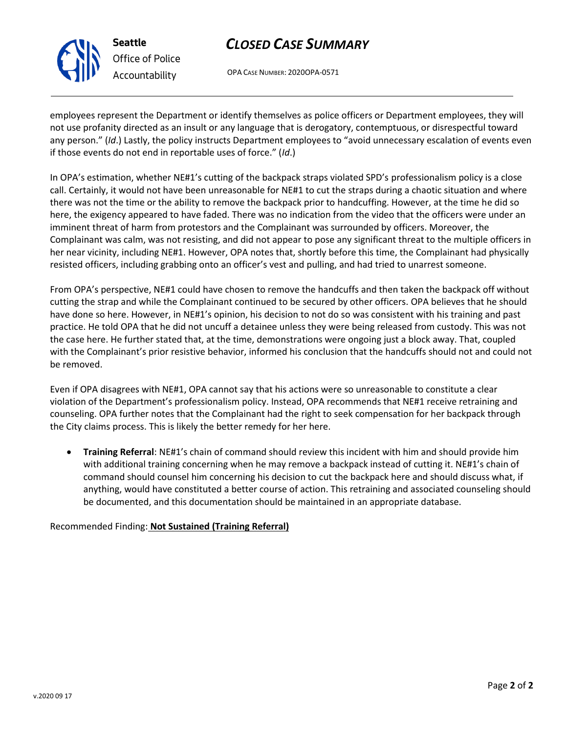employees represent the Department or identify themselves as police officers or Department employees, they will not use profanity directed as an insult or any language that is derogatory, contemptuous, or disrespectful toward any person." (*Id*.) Lastly, the policy instructs Department employees to "avoid unnecessary escalation of events even if those events do not end in reportable uses of force." (*Id*.)

In OPA's estimation, whether NE#1's cutting of the backpack straps violated SPD's professionalism policy is a close call. Certainly, it would not have been unreasonable for NE#1 to cut the straps during a chaotic situation and where there was not the time or the ability to remove the backpack prior to handcuffing. However, at the time he did so here, the exigency appeared to have faded. There was no indication from the video that the officers were under an imminent threat of harm from protestors and the Complainant was surrounded by officers. Moreover, the Complainant was calm, was not resisting, and did not appear to pose any significant threat to the multiple officers in her near vicinity, including NE#1. However, OPA notes that, shortly before this time, the Complainant had physically resisted officers, including grabbing onto an officer's vest and pulling, and had tried to unarrest someone.

From OPA's perspective, NE#1 could have chosen to remove the handcuffs and then taken the backpack off without cutting the strap and while the Complainant continued to be secured by other officers. OPA believes that he should have done so here. However, in NE#1's opinion, his decision to not do so was consistent with his training and past practice. He told OPA that he did not uncuff a detainee unless they were being released from custody. This was not the case here. He further stated that, at the time, demonstrations were ongoing just a block away. That, coupled with the Complainant's prior resistive behavior, informed his conclusion that the handcuffs should not and could not be removed.

Even if OPA disagrees with NE#1, OPA cannot say that his actions were so unreasonable to constitute a clear violation of the Department's professionalism policy. Instead, OPA recommends that NE#1 receive retraining and counseling. OPA further notes that the Complainant had the right to seek compensation for her backpack through the City claims process. This is likely the better remedy for her here.

- **Training Referral**: NE#1's chain of command should review this incident with him and should provide him with additional training concerning when he may remove a backpack instead of cutting it. NE#1's chain of command should counsel him concerning his decision to cut the backpack here and should discuss what, if anything, would have constituted a better course of action. This retraining and associated counseling should be documented, and this documentation should be maintained in an appropriate database.

Recommended Finding: **<u>Not Sustained (Training Referral)</u>**